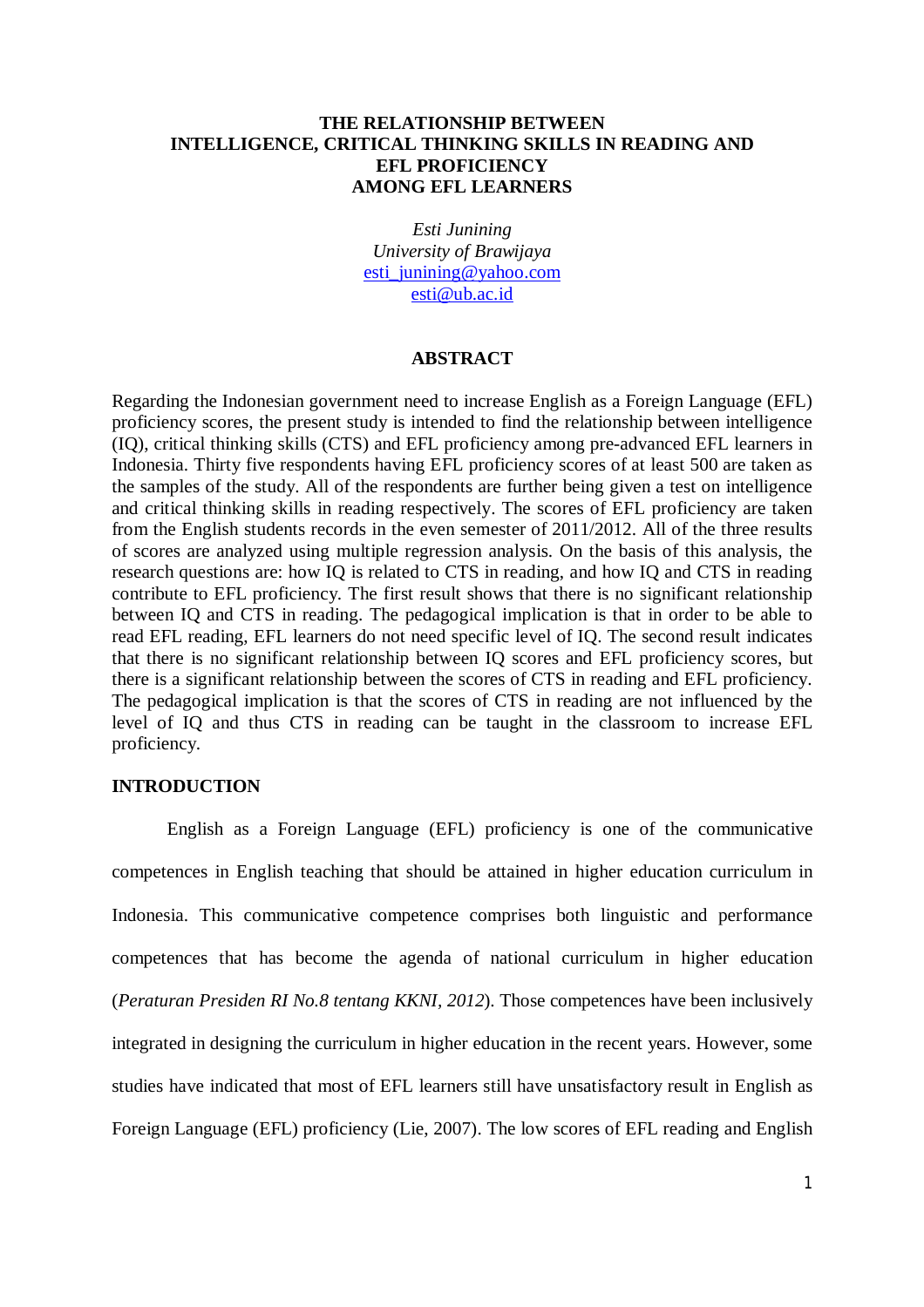# THE RELATIONSHIP BETWEEN INTELLIGENCE, CRITICAL THINKING SKILLS IN READING AND EFL PROFICIENCY AMONG EFL LEARNERS

*Esti Junining*
*University of Brawijaya*
esti_junining@yahoo.com
esti@ub.ac.id

## ABSTRACT

Regarding the Indonesian government need to increase English as a Foreign Language (EFL) proficiency scores, the present study is intended to find the relationship between intelligence (IQ), critical thinking skills (CTS) and EFL proficiency among pre-advanced EFL learners in Indonesia. Thirty five respondents having EFL proficiency scores of at least 500 are taken as the samples of the study. All of the respondents are further being given a test on intelligence and critical thinking skills in reading respectively. The scores of EFL proficiency are taken from the English students records in the even semester of 2011/2012. All of the three results of scores are analyzed using multiple regression analysis. On the basis of this analysis, the research questions are: how IQ is related to CTS in reading, and how IQ and CTS in reading contribute to EFL proficiency. The first result shows that there is no significant relationship between IQ and CTS in reading. The pedagogical implication is that in order to be able to read EFL reading, EFL learners do not need specific level of IQ. The second result indicates that there is no significant relationship between IQ scores and EFL proficiency scores, but there is a significant relationship between the scores of CTS in reading and EFL proficiency. The pedagogical implication is that the scores of CTS in reading are not influenced by the level of IQ and thus CTS in reading can be taught in the classroom to increase EFL proficiency.

## INTRODUCTION

English as a Foreign Language (EFL) proficiency is one of the communicative competences in English teaching that should be attained in higher education curriculum in Indonesia. This communicative competence comprises both linguistic and performance competences that has become the agenda of national curriculum in higher education (*Peraturan Presiden RI No.8 tentang KKNI, 2012*). Those competences have been inclusively integrated in designing the curriculum in higher education in the recent years. However, some studies have indicated that most of EFL learners still have unsatisfactory result in English as Foreign Language (EFL) proficiency (Lie, 2007). The low scores of EFL reading and English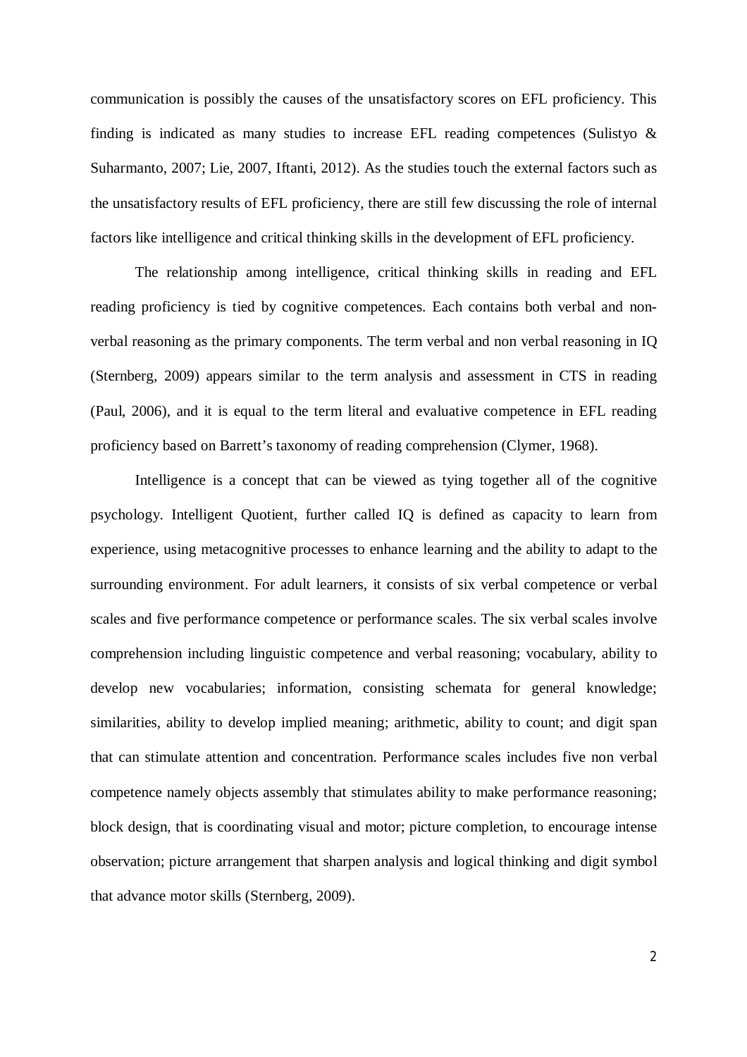communication is possibly the causes of the unsatisfactory scores on EFL proficiency. This finding is indicated as many studies to increase EFL reading competences (Sulistyo & Suharmanto, 2007; Lie, 2007, Iftanti, 2012). As the studies touch the external factors such as the unsatisfactory results of EFL proficiency, there are still few discussing the role of internal factors like intelligence and critical thinking skills in the development of EFL proficiency.

The relationship among intelligence, critical thinking skills in reading and EFL reading proficiency is tied by cognitive competences. Each contains both verbal and non-verbal reasoning as the primary components. The term verbal and non verbal reasoning in IQ (Sternberg, 2009) appears similar to the term analysis and assessment in CTS in reading (Paul, 2006), and it is equal to the term literal and evaluative competence in EFL reading proficiency based on Barrett's taxonomy of reading comprehension (Clymer, 1968).

Intelligence is a concept that can be viewed as tying together all of the cognitive psychology. Intelligent Quotient, further called IQ is defined as capacity to learn from experience, using metacognitive processes to enhance learning and the ability to adapt to the surrounding environment. For adult learners, it consists of six verbal competence or verbal scales and five performance competence or performance scales. The six verbal scales involve comprehension including linguistic competence and verbal reasoning; vocabulary, ability to develop new vocabularies; information, consisting schemata for general knowledge; similarities, ability to develop implied meaning; arithmetic, ability to count; and digit span that can stimulate attention and concentration. Performance scales includes five non verbal competence namely objects assembly that stimulates ability to make performance reasoning; block design, that is coordinating visual and motor; picture completion, to encourage intense observation; picture arrangement that sharpen analysis and logical thinking and digit symbol that advance motor skills (Sternberg, 2009).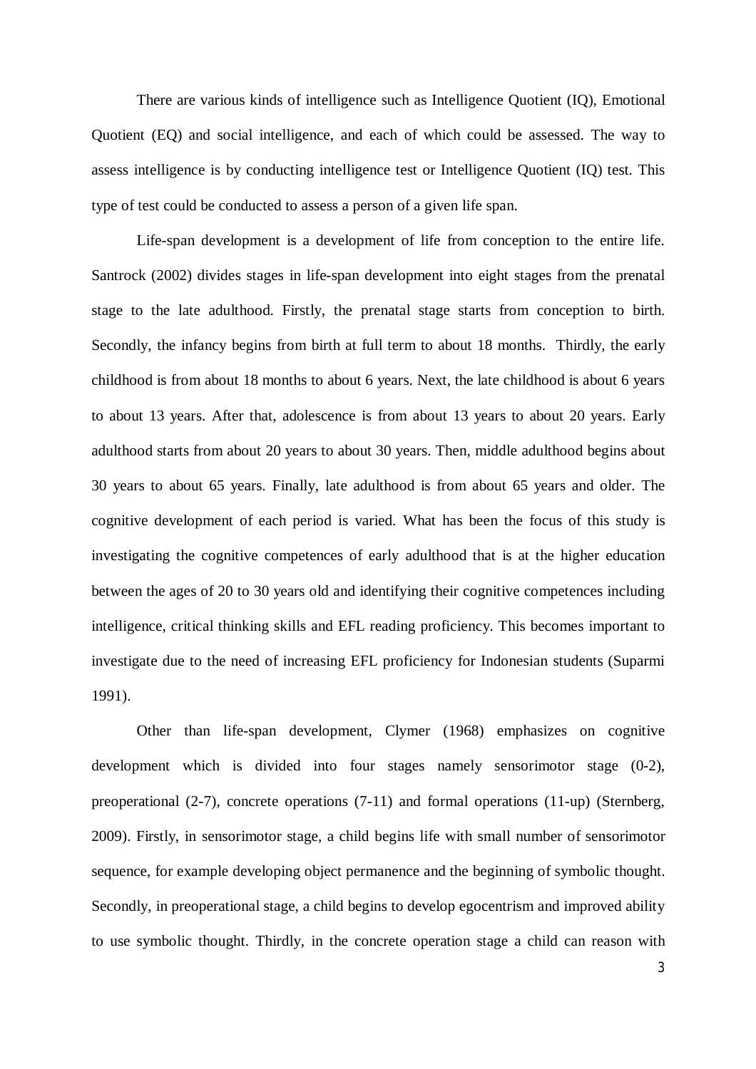There are various kinds of intelligence such as Intelligence Quotient (IQ), Emotional Quotient (EQ) and social intelligence, and each of which could be assessed. The way to assess intelligence is by conducting intelligence test or Intelligence Quotient (IQ) test. This type of test could be conducted to assess a person of a given life span.

Life-span development is a development of life from conception to the entire life. Santrock (2002) divides stages in life-span development into eight stages from the prenatal stage to the late adulthood. Firstly, the prenatal stage starts from conception to birth. Secondly, the infancy begins from birth at full term to about 18 months. Thirdly, the early childhood is from about 18 months to about 6 years. Next, the late childhood is about 6 years to about 13 years. After that, adolescence is from about 13 years to about 20 years. Early adulthood starts from about 20 years to about 30 years. Then, middle adulthood begins about 30 years to about 65 years. Finally, late adulthood is from about 65 years and older. The cognitive development of each period is varied. What has been the focus of this study is investigating the cognitive competences of early adulthood that is at the higher education between the ages of 20 to 30 years old and identifying their cognitive competences including intelligence, critical thinking skills and EFL reading proficiency. This becomes important to investigate due to the need of increasing EFL proficiency for Indonesian students (Suparmi 1991).

Other than life-span development, Clymer (1968) emphasizes on cognitive development which is divided into four stages namely sensorimotor stage (0-2), preoperational (2-7), concrete operations (7-11) and formal operations (11-up) (Sternberg, 2009). Firstly, in sensorimotor stage, a child begins life with small number of sensorimotor sequence, for example developing object permanence and the beginning of symbolic thought. Secondly, in preoperational stage, a child begins to develop egocentrism and improved ability to use symbolic thought. Thirdly, in the concrete operation stage a child can reason with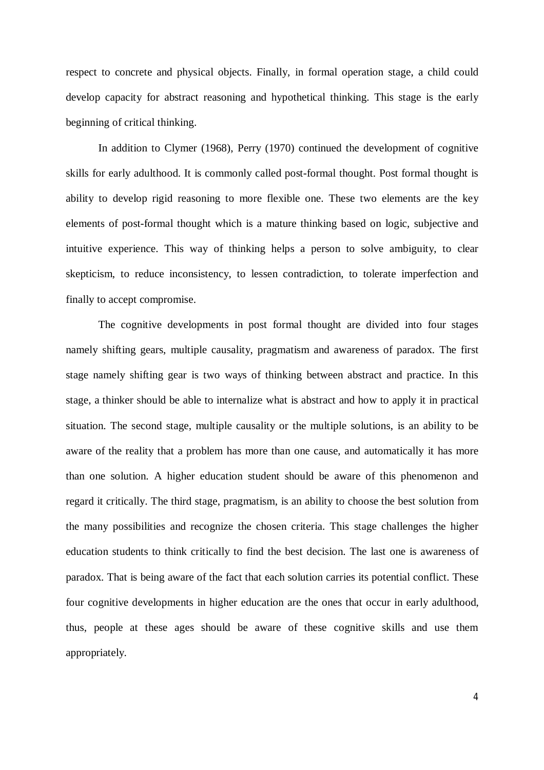respect to concrete and physical objects. Finally, in formal operation stage, a child could develop capacity for abstract reasoning and hypothetical thinking. This stage is the early beginning of critical thinking.

In addition to Clymer (1968), Perry (1970) continued the development of cognitive skills for early adulthood. It is commonly called post-formal thought. Post formal thought is ability to develop rigid reasoning to more flexible one. These two elements are the key elements of post-formal thought which is a mature thinking based on logic, subjective and intuitive experience. This way of thinking helps a person to solve ambiguity, to clear skepticism, to reduce inconsistency, to lessen contradiction, to tolerate imperfection and finally to accept compromise.

The cognitive developments in post formal thought are divided into four stages namely shifting gears, multiple causality, pragmatism and awareness of paradox. The first stage namely shifting gear is two ways of thinking between abstract and practice. In this stage, a thinker should be able to internalize what is abstract and how to apply it in practical situation. The second stage, multiple causality or the multiple solutions, is an ability to be aware of the reality that a problem has more than one cause, and automatically it has more than one solution. A higher education student should be aware of this phenomenon and regard it critically. The third stage, pragmatism, is an ability to choose the best solution from the many possibilities and recognize the chosen criteria. This stage challenges the higher education students to think critically to find the best decision. The last one is awareness of paradox. That is being aware of the fact that each solution carries its potential conflict. These four cognitive developments in higher education are the ones that occur in early adulthood, thus, people at these ages should be aware of these cognitive skills and use them appropriately.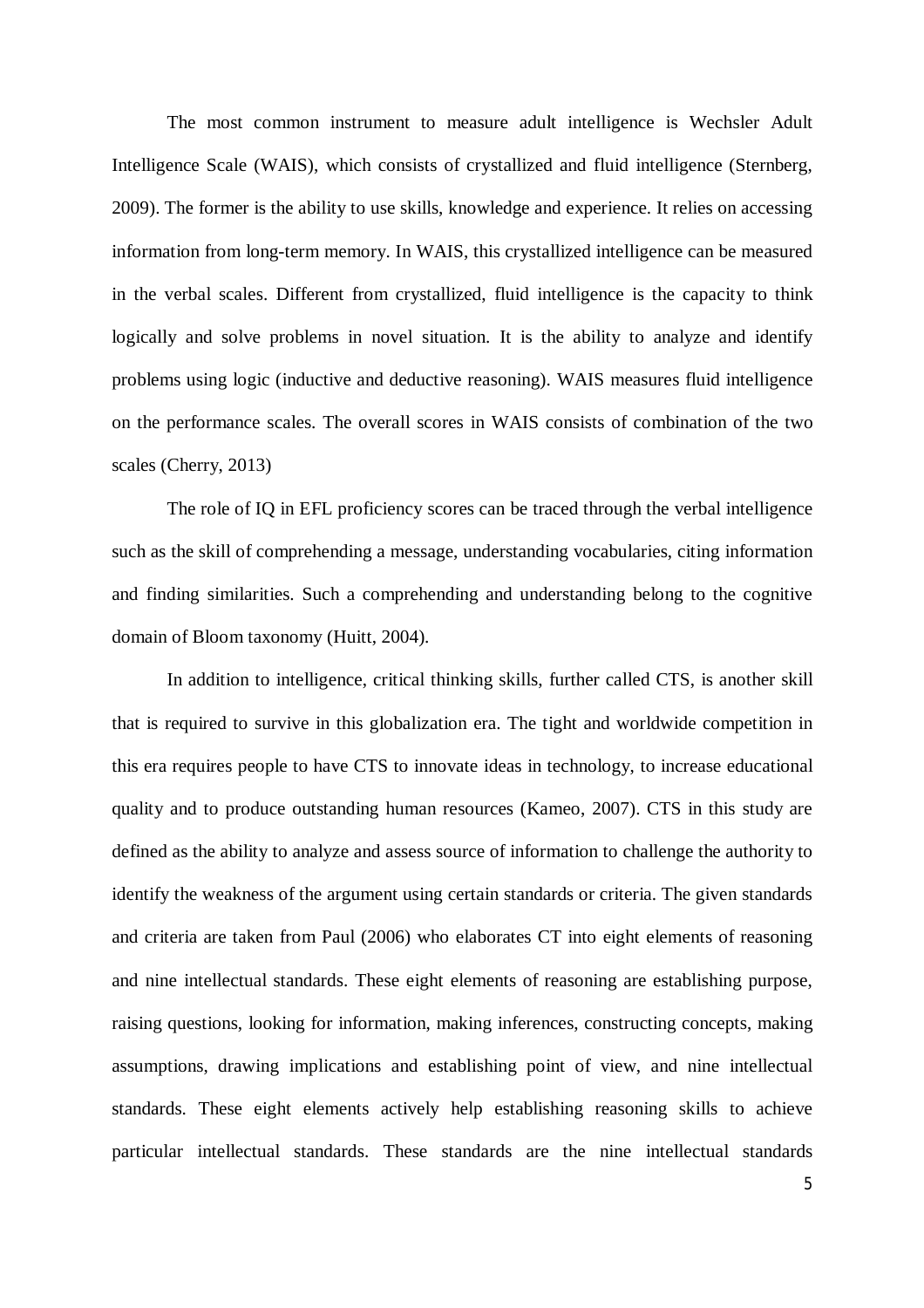The most common instrument to measure adult intelligence is Wechsler Adult Intelligence Scale (WAIS), which consists of crystallized and fluid intelligence (Sternberg, 2009). The former is the ability to use skills, knowledge and experience. It relies on accessing information from long-term memory. In WAIS, this crystallized intelligence can be measured in the verbal scales. Different from crystallized, fluid intelligence is the capacity to think logically and solve problems in novel situation. It is the ability to analyze and identify problems using logic (inductive and deductive reasoning). WAIS measures fluid intelligence on the performance scales. The overall scores in WAIS consists of combination of the two scales (Cherry, 2013)

The role of IQ in EFL proficiency scores can be traced through the verbal intelligence such as the skill of comprehending a message, understanding vocabularies, citing information and finding similarities. Such a comprehending and understanding belong to the cognitive domain of Bloom taxonomy (Huitt, 2004).

In addition to intelligence, critical thinking skills, further called CTS, is another skill that is required to survive in this globalization era. The tight and worldwide competition in this era requires people to have CTS to innovate ideas in technology, to increase educational quality and to produce outstanding human resources (Kameo, 2007). CTS in this study are defined as the ability to analyze and assess source of information to challenge the authority to identify the weakness of the argument using certain standards or criteria. The given standards and criteria are taken from Paul (2006) who elaborates CT into eight elements of reasoning and nine intellectual standards. These eight elements of reasoning are establishing purpose, raising questions, looking for information, making inferences, constructing concepts, making assumptions, drawing implications and establishing point of view, and nine intellectual standards. These eight elements actively help establishing reasoning skills to achieve particular intellectual standards. These standards are the nine intellectual standards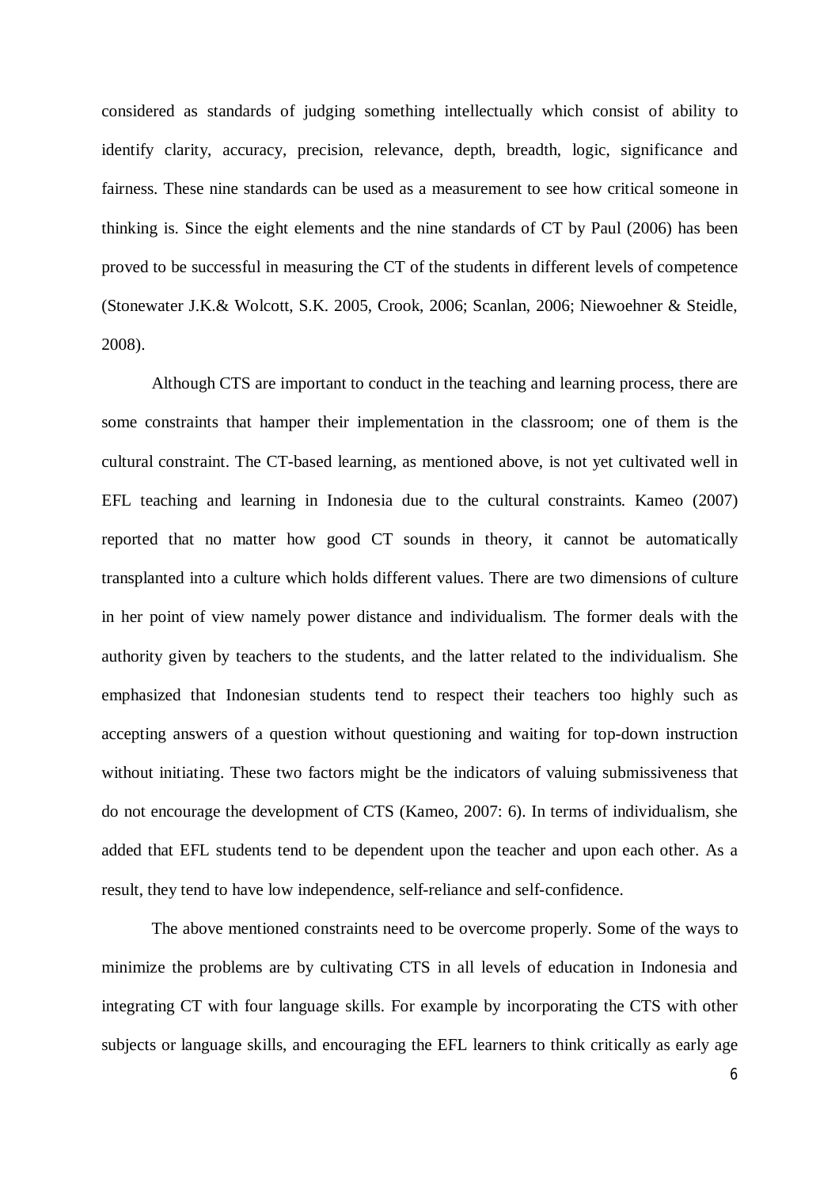considered as standards of judging something intellectually which consist of ability to identify clarity, accuracy, precision, relevance, depth, breadth, logic, significance and fairness. These nine standards can be used as a measurement to see how critical someone in thinking is. Since the eight elements and the nine standards of CT by Paul (2006) has been proved to be successful in measuring the CT of the students in different levels of competence (Stonewater J.K.& Wolcott, S.K. 2005, Crook, 2006; Scanlan, 2006; Niewoehner & Steidle, 2008).

Although CTS are important to conduct in the teaching and learning process, there are some constraints that hamper their implementation in the classroom; one of them is the cultural constraint. The CT-based learning, as mentioned above, is not yet cultivated well in EFL teaching and learning in Indonesia due to the cultural constraints. Kameo (2007) reported that no matter how good CT sounds in theory, it cannot be automatically transplanted into a culture which holds different values. There are two dimensions of culture in her point of view namely power distance and individualism. The former deals with the authority given by teachers to the students, and the latter related to the individualism. She emphasized that Indonesian students tend to respect their teachers too highly such as accepting answers of a question without questioning and waiting for top-down instruction without initiating. These two factors might be the indicators of valuing submissiveness that do not encourage the development of CTS (Kameo, 2007: 6). In terms of individualism, she added that EFL students tend to be dependent upon the teacher and upon each other. As a result, they tend to have low independence, self-reliance and self-confidence.

The above mentioned constraints need to be overcome properly. Some of the ways to minimize the problems are by cultivating CTS in all levels of education in Indonesia and integrating CT with four language skills. For example by incorporating the CTS with other subjects or language skills, and encouraging the EFL learners to think critically as early age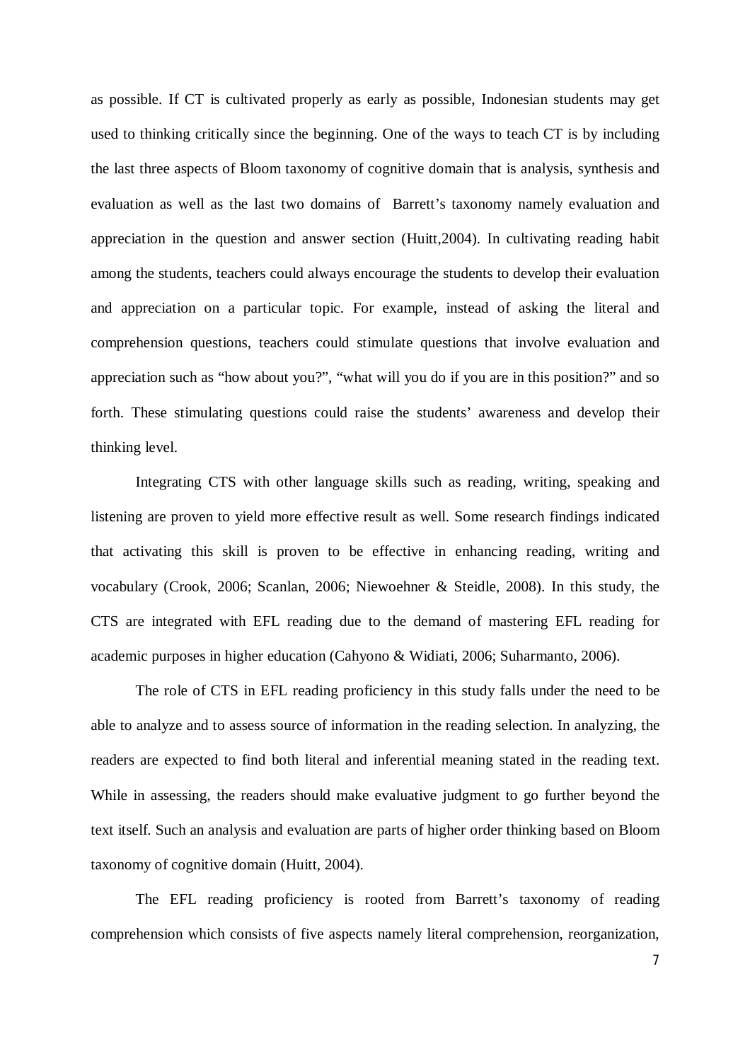as possible. If CT is cultivated properly as early as possible, Indonesian students may get used to thinking critically since the beginning. One of the ways to teach CT is by including the last three aspects of Bloom taxonomy of cognitive domain that is analysis, synthesis and evaluation as well as the last two domains of Barrett's taxonomy namely evaluation and appreciation in the question and answer section (Huitt,2004). In cultivating reading habit among the students, teachers could always encourage the students to develop their evaluation and appreciation on a particular topic. For example, instead of asking the literal and comprehension questions, teachers could stimulate questions that involve evaluation and appreciation such as "how about you?", "what will you do if you are in this position?" and so forth. These stimulating questions could raise the students' awareness and develop their thinking level.

Integrating CTS with other language skills such as reading, writing, speaking and listening are proven to yield more effective result as well. Some research findings indicated that activating this skill is proven to be effective in enhancing reading, writing and vocabulary (Crook, 2006; Scanlan, 2006; Niewoehner & Steidle, 2008). In this study, the CTS are integrated with EFL reading due to the demand of mastering EFL reading for academic purposes in higher education (Cahyono & Widiati, 2006; Suharmanto, 2006).

The role of CTS in EFL reading proficiency in this study falls under the need to be able to analyze and to assess source of information in the reading selection. In analyzing, the readers are expected to find both literal and inferential meaning stated in the reading text. While in assessing, the readers should make evaluative judgment to go further beyond the text itself. Such an analysis and evaluation are parts of higher order thinking based on Bloom taxonomy of cognitive domain (Huitt, 2004).

The EFL reading proficiency is rooted from Barrett's taxonomy of reading comprehension which consists of five aspects namely literal comprehension, reorganization,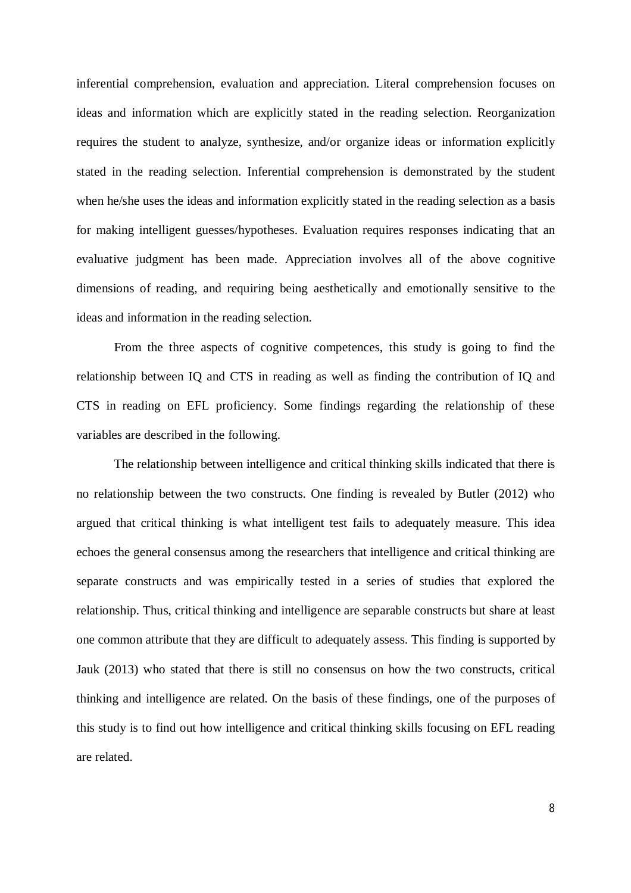inferential comprehension, evaluation and appreciation. Literal comprehension focuses on ideas and information which are explicitly stated in the reading selection. Reorganization requires the student to analyze, synthesize, and/or organize ideas or information explicitly stated in the reading selection. Inferential comprehension is demonstrated by the student when he/she uses the ideas and information explicitly stated in the reading selection as a basis for making intelligent guesses/hypotheses. Evaluation requires responses indicating that an evaluative judgment has been made. Appreciation involves all of the above cognitive dimensions of reading, and requiring being aesthetically and emotionally sensitive to the ideas and information in the reading selection.

From the three aspects of cognitive competences, this study is going to find the relationship between IQ and CTS in reading as well as finding the contribution of IQ and CTS in reading on EFL proficiency. Some findings regarding the relationship of these variables are described in the following.

The relationship between intelligence and critical thinking skills indicated that there is no relationship between the two constructs. One finding is revealed by Butler (2012) who argued that critical thinking is what intelligent test fails to adequately measure. This idea echoes the general consensus among the researchers that intelligence and critical thinking are separate constructs and was empirically tested in a series of studies that explored the relationship. Thus, critical thinking and intelligence are separable constructs but share at least one common attribute that they are difficult to adequately assess. This finding is supported by Jauk (2013) who stated that there is still no consensus on how the two constructs, critical thinking and intelligence are related. On the basis of these findings, one of the purposes of this study is to find out how intelligence and critical thinking skills focusing on EFL reading are related.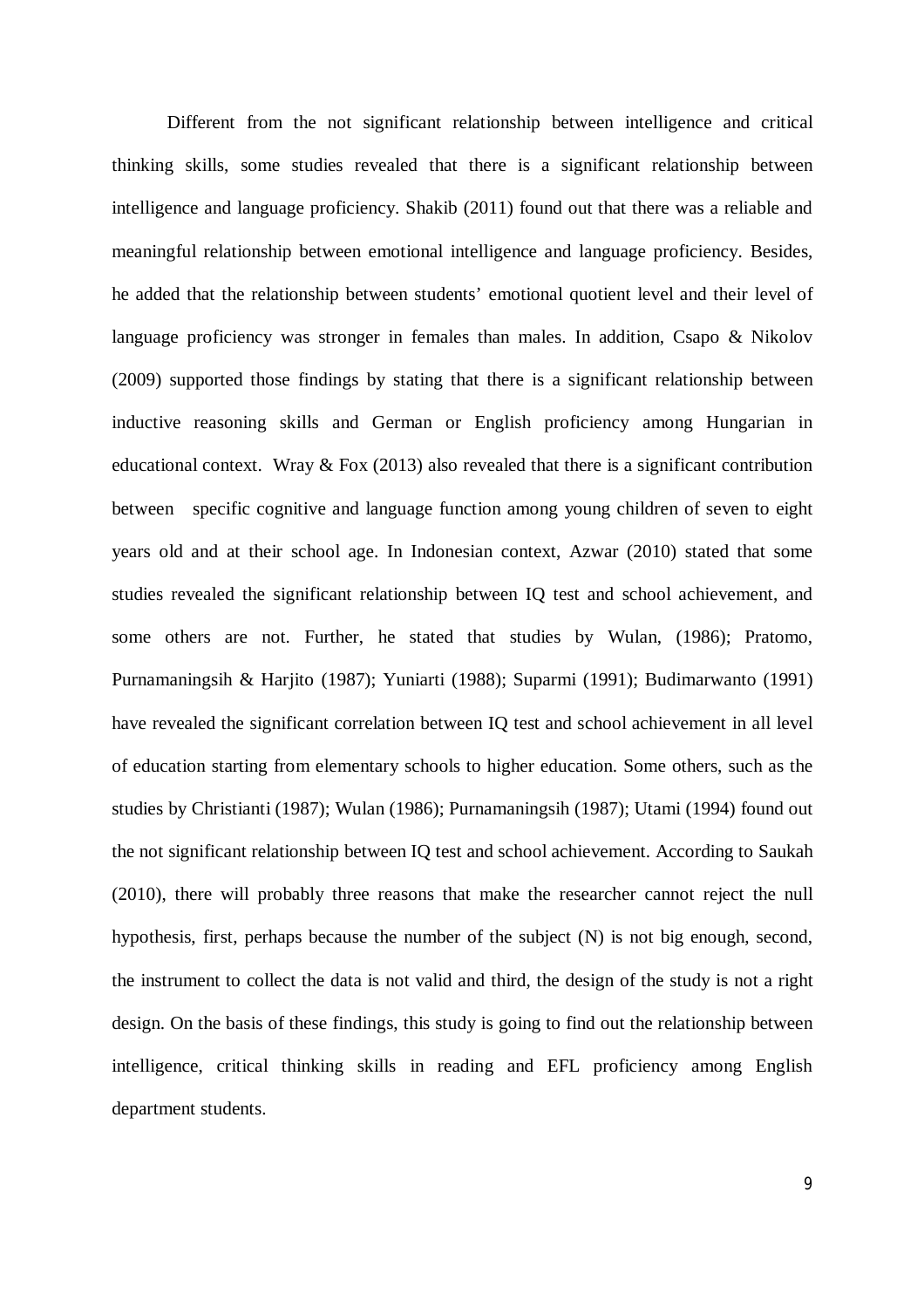Different from the not significant relationship between intelligence and critical thinking skills, some studies revealed that there is a significant relationship between intelligence and language proficiency. Shakib (2011) found out that there was a reliable and meaningful relationship between emotional intelligence and language proficiency. Besides, he added that the relationship between students' emotional quotient level and their level of language proficiency was stronger in females than males. In addition, Csapo & Nikolov (2009) supported those findings by stating that there is a significant relationship between inductive reasoning skills and German or English proficiency among Hungarian in educational context. Wray & Fox (2013) also revealed that there is a significant contribution between specific cognitive and language function among young children of seven to eight years old and at their school age. In Indonesian context, Azwar (2010) stated that some studies revealed the significant relationship between IQ test and school achievement, and some others are not. Further, he stated that studies by Wulan, (1986); Pratomo, Purnamaningsih & Harjito (1987); Yuniarti (1988); Suparmi (1991); Budimarwanto (1991) have revealed the significant correlation between IQ test and school achievement in all level of education starting from elementary schools to higher education. Some others, such as the studies by Christianti (1987); Wulan (1986); Purnamaningsih (1987); Utami (1994) found out the not significant relationship between IQ test and school achievement. According to Saukah (2010), there will probably three reasons that make the researcher cannot reject the null hypothesis, first, perhaps because the number of the subject (N) is not big enough, second, the instrument to collect the data is not valid and third, the design of the study is not a right design. On the basis of these findings, this study is going to find out the relationship between intelligence, critical thinking skills in reading and EFL proficiency among English department students.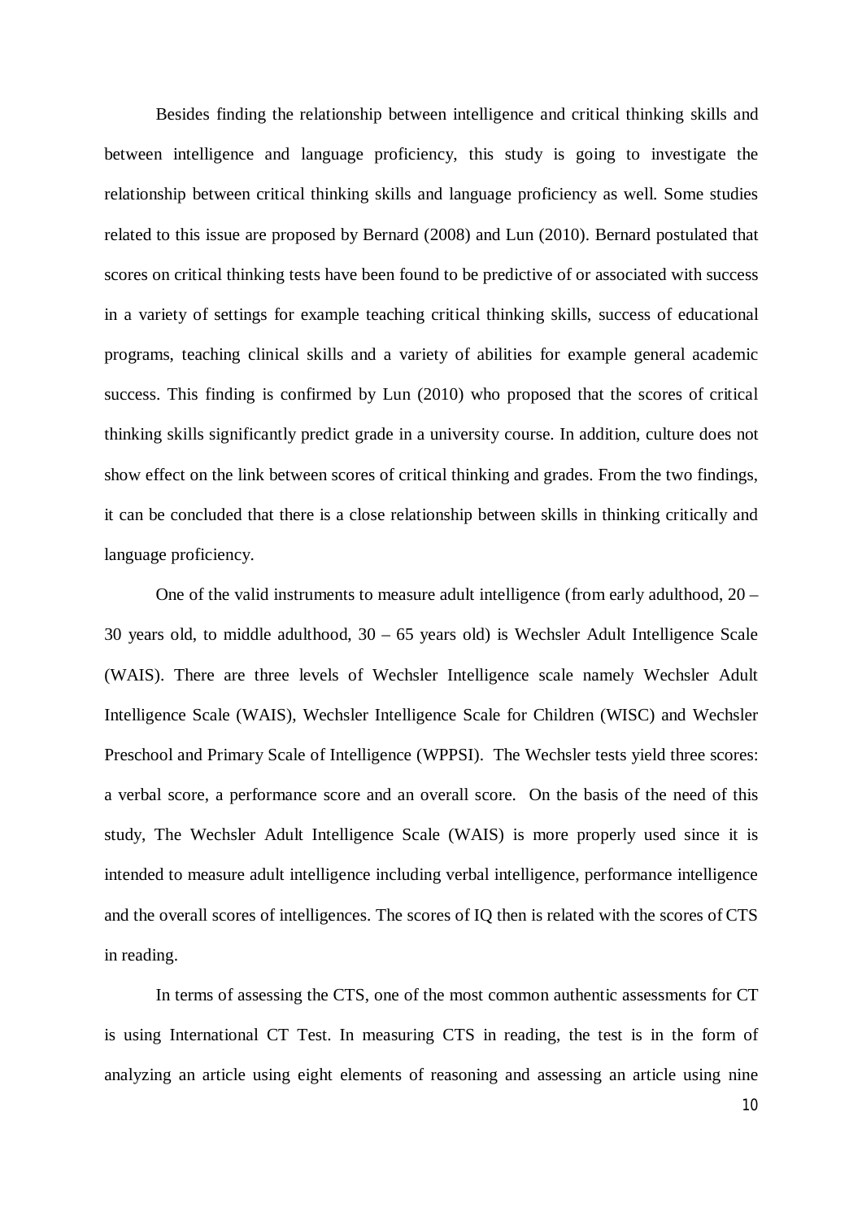Besides finding the relationship between intelligence and critical thinking skills and between intelligence and language proficiency, this study is going to investigate the relationship between critical thinking skills and language proficiency as well. Some studies related to this issue are proposed by Bernard (2008) and Lun (2010). Bernard postulated that scores on critical thinking tests have been found to be predictive of or associated with success in a variety of settings for example teaching critical thinking skills, success of educational programs, teaching clinical skills and a variety of abilities for example general academic success. This finding is confirmed by Lun (2010) who proposed that the scores of critical thinking skills significantly predict grade in a university course. In addition, culture does not show effect on the link between scores of critical thinking and grades. From the two findings, it can be concluded that there is a close relationship between skills in thinking critically and language proficiency.

One of the valid instruments to measure adult intelligence (from early adulthood, 20 – 30 years old, to middle adulthood, 30 – 65 years old) is Wechsler Adult Intelligence Scale (WAIS). There are three levels of Wechsler Intelligence scale namely Wechsler Adult Intelligence Scale (WAIS), Wechsler Intelligence Scale for Children (WISC) and Wechsler Preschool and Primary Scale of Intelligence (WPPSI). The Wechsler tests yield three scores: a verbal score, a performance score and an overall score. On the basis of the need of this study, The Wechsler Adult Intelligence Scale (WAIS) is more properly used since it is intended to measure adult intelligence including verbal intelligence, performance intelligence and the overall scores of intelligences. The scores of IQ then is related with the scores of CTS in reading.

In terms of assessing the CTS, one of the most common authentic assessments for CT is using International CT Test. In measuring CTS in reading, the test is in the form of analyzing an article using eight elements of reasoning and assessing an article using nine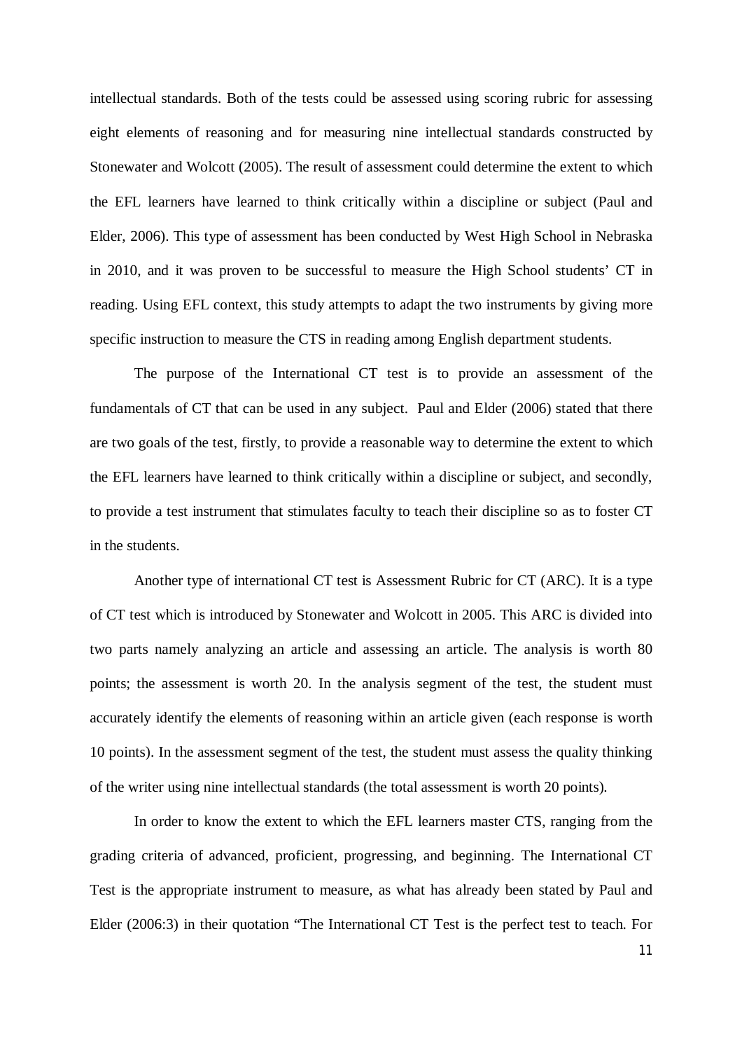intellectual standards. Both of the tests could be assessed using scoring rubric for assessing eight elements of reasoning and for measuring nine intellectual standards constructed by Stonewater and Wolcott (2005). The result of assessment could determine the extent to which the EFL learners have learned to think critically within a discipline or subject (Paul and Elder, 2006). This type of assessment has been conducted by West High School in Nebraska in 2010, and it was proven to be successful to measure the High School students' CT in reading. Using EFL context, this study attempts to adapt the two instruments by giving more specific instruction to measure the CTS in reading among English department students.

The purpose of the International CT test is to provide an assessment of the fundamentals of CT that can be used in any subject. Paul and Elder (2006) stated that there are two goals of the test, firstly, to provide a reasonable way to determine the extent to which the EFL learners have learned to think critically within a discipline or subject, and secondly, to provide a test instrument that stimulates faculty to teach their discipline so as to foster CT in the students.

Another type of international CT test is Assessment Rubric for CT (ARC). It is a type of CT test which is introduced by Stonewater and Wolcott in 2005. This ARC is divided into two parts namely analyzing an article and assessing an article. The analysis is worth 80 points; the assessment is worth 20. In the analysis segment of the test, the student must accurately identify the elements of reasoning within an article given (each response is worth 10 points). In the assessment segment of the test, the student must assess the quality thinking of the writer using nine intellectual standards (the total assessment is worth 20 points).

In order to know the extent to which the EFL learners master CTS, ranging from the grading criteria of advanced, proficient, progressing, and beginning. The International CT Test is the appropriate instrument to measure, as what has already been stated by Paul and Elder (2006:3) in their quotation "The International CT Test is the perfect test to teach. For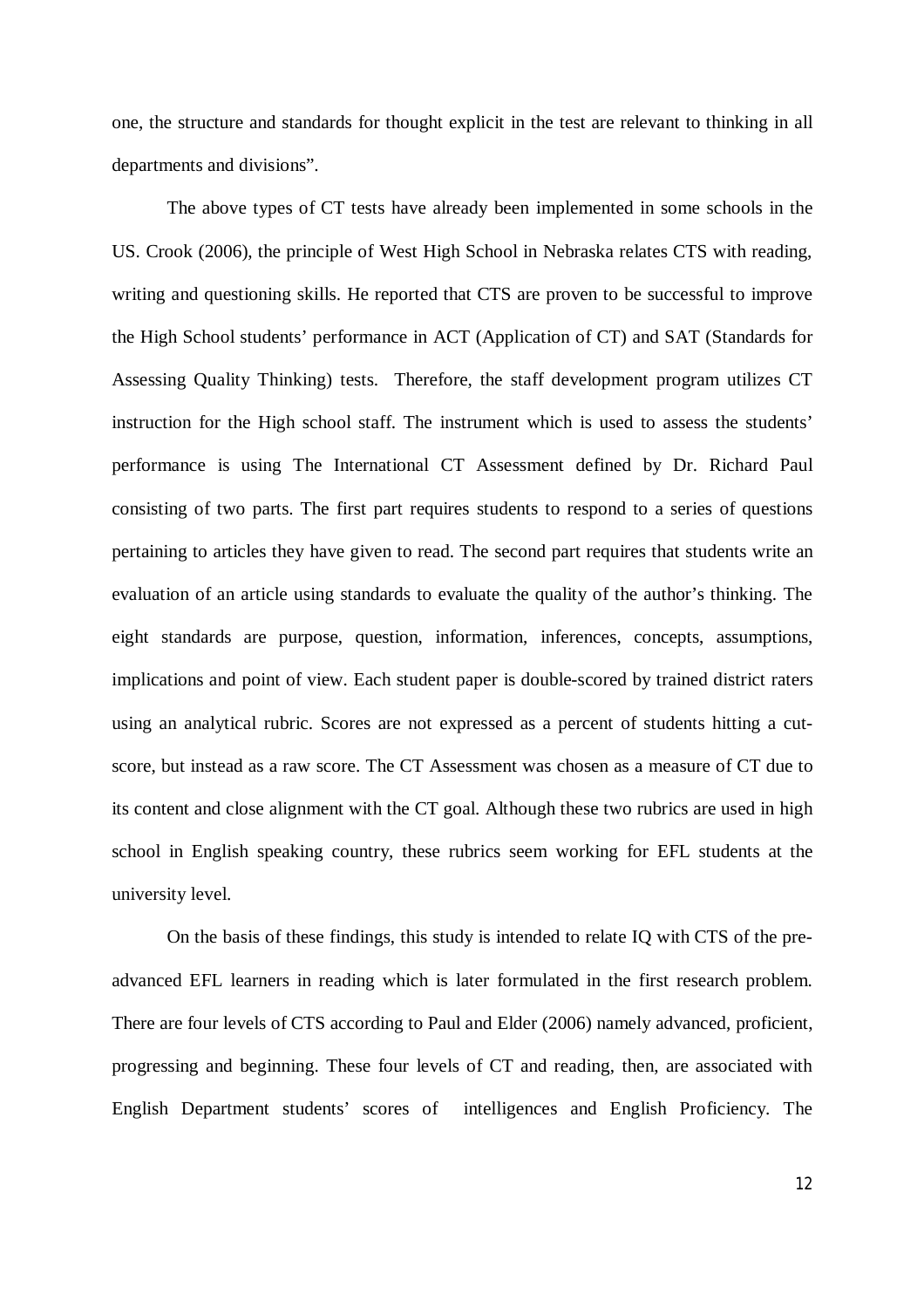one, the structure and standards for thought explicit in the test are relevant to thinking in all departments and divisions".

The above types of CT tests have already been implemented in some schools in the US. Crook (2006), the principle of West High School in Nebraska relates CTS with reading, writing and questioning skills. He reported that CTS are proven to be successful to improve the High School students' performance in ACT (Application of CT) and SAT (Standards for Assessing Quality Thinking) tests. Therefore, the staff development program utilizes CT instruction for the High school staff. The instrument which is used to assess the students' performance is using The International CT Assessment defined by Dr. Richard Paul consisting of two parts. The first part requires students to respond to a series of questions pertaining to articles they have given to read. The second part requires that students write an evaluation of an article using standards to evaluate the quality of the author's thinking. The eight standards are purpose, question, information, inferences, concepts, assumptions, implications and point of view. Each student paper is double-scored by trained district raters using an analytical rubric. Scores are not expressed as a percent of students hitting a cut-score, but instead as a raw score. The CT Assessment was chosen as a measure of CT due to its content and close alignment with the CT goal. Although these two rubrics are used in high school in English speaking country, these rubrics seem working for EFL students at the university level.

On the basis of these findings, this study is intended to relate IQ with CTS of the pre-advanced EFL learners in reading which is later formulated in the first research problem. There are four levels of CTS according to Paul and Elder (2006) namely advanced, proficient, progressing and beginning. These four levels of CT and reading, then, are associated with English Department students' scores of intelligences and English Proficiency. The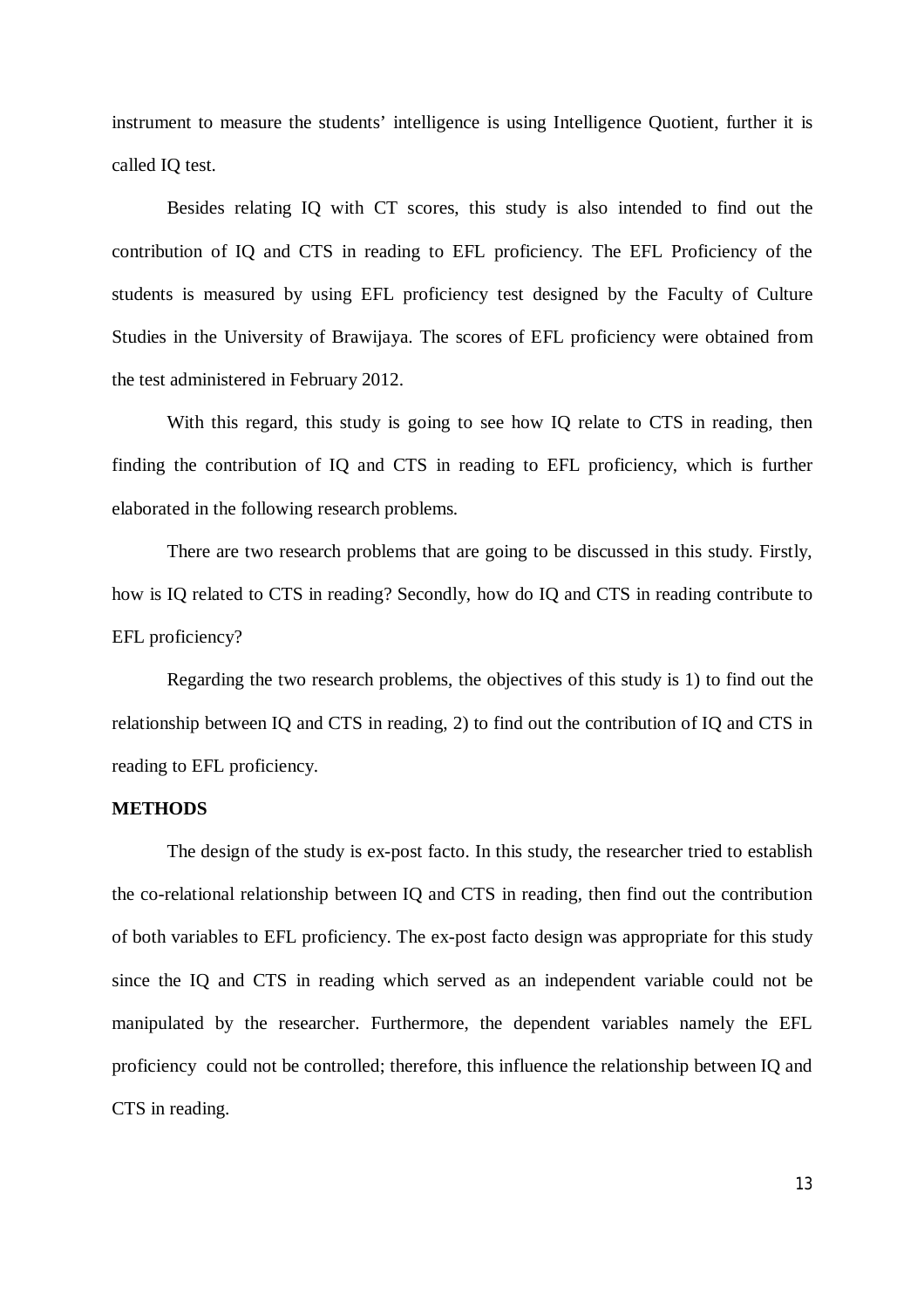instrument to measure the students' intelligence is using Intelligence Quotient, further it is called IQ test.

Besides relating IQ with CT scores, this study is also intended to find out the contribution of IQ and CTS in reading to EFL proficiency. The EFL Proficiency of the students is measured by using EFL proficiency test designed by the Faculty of Culture Studies in the University of Brawijaya. The scores of EFL proficiency were obtained from the test administered in February 2012.

With this regard, this study is going to see how IQ relate to CTS in reading, then finding the contribution of IQ and CTS in reading to EFL proficiency, which is further elaborated in the following research problems.

There are two research problems that are going to be discussed in this study. Firstly, how is IQ related to CTS in reading? Secondly, how do IQ and CTS in reading contribute to EFL proficiency?

Regarding the two research problems, the objectives of this study is 1) to find out the relationship between IQ and CTS in reading, 2) to find out the contribution of IQ and CTS in reading to EFL proficiency.

**METHODS**

The design of the study is ex-post facto. In this study, the researcher tried to establish the co-relational relationship between IQ and CTS in reading, then find out the contribution of both variables to EFL proficiency. The ex-post facto design was appropriate for this study since the IQ and CTS in reading which served as an independent variable could not be manipulated by the researcher. Furthermore, the dependent variables namely the EFL proficiency could not be controlled; therefore, this influence the relationship between IQ and CTS in reading.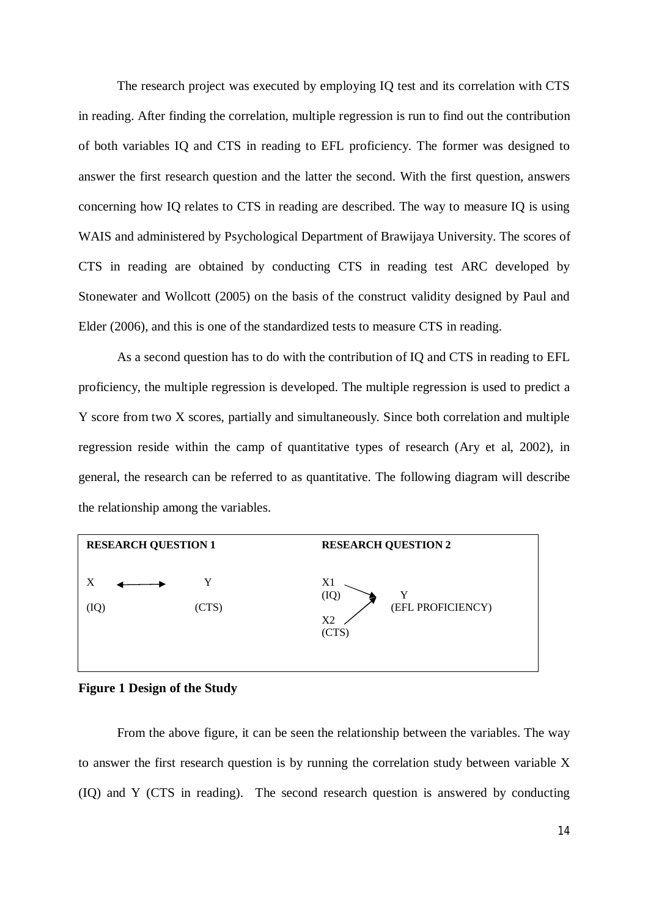The research project was executed by employing IQ test and its correlation with CTS in reading. After finding the correlation, multiple regression is run to find out the contribution of both variables IQ and CTS in reading to EFL proficiency. The former was designed to answer the first research question and the latter the second. With the first question, answers concerning how IQ relates to CTS in reading are described. The way to measure IQ is using WAIS and administered by Psychological Department of Brawijaya University. The scores of CTS in reading are obtained by conducting CTS in reading test ARC developed by Stonewater and Wollcott (2005) on the basis of the construct validity designed by Paul and Elder (2006), and this is one of the standardized tests to measure CTS in reading.

As a second question has to do with the contribution of IQ and CTS in reading to EFL proficiency, the multiple regression is developed. The multiple regression is used to predict a Y score from two X scores, partially and simultaneously. Since both correlation and multiple regression reside within the camp of quantitative types of research (Ary et al, 2002), in general, the research can be referred to as quantitative. The following diagram will describe the relationship among the variables.

| RESEARCH QUESTION 1 | RESEARCH QUESTION 2 |
|---|---|
| X (IQ) ⟷ Y (CTS) | X1 (IQ) → Y (EFL PROFICIENCY) ← X2 (CTS) |

**Figure 1 Design of the Study**

From the above figure, it can be seen the relationship between the variables. The way to answer the first research question is by running the correlation study between variable X (IQ) and Y (CTS in reading). The second research question is answered by conducting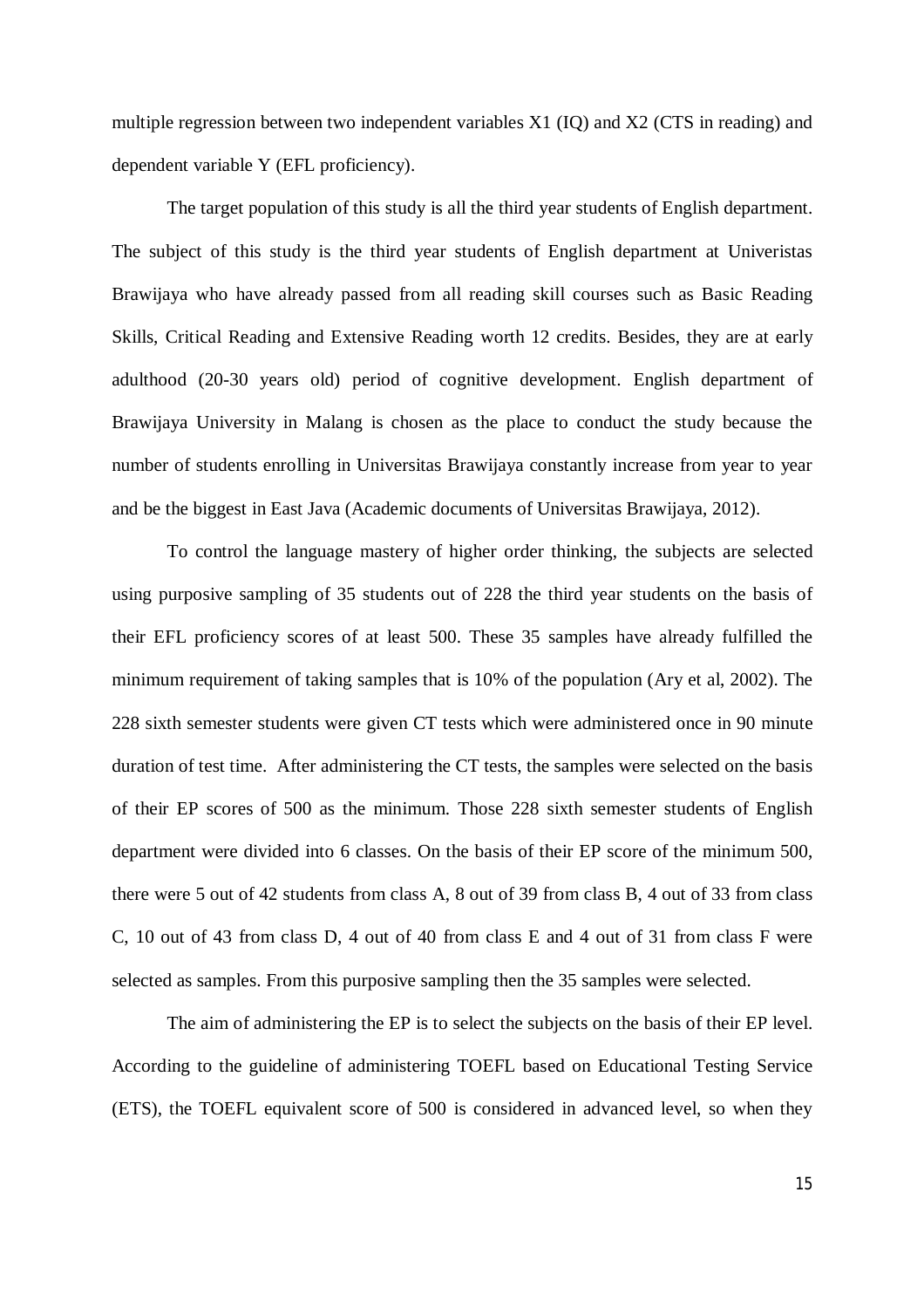multiple regression between two independent variables X1 (IQ) and X2 (CTS in reading) and dependent variable Y (EFL proficiency).

The target population of this study is all the third year students of English department. The subject of this study is the third year students of English department at Univeristas Brawijaya who have already passed from all reading skill courses such as Basic Reading Skills, Critical Reading and Extensive Reading worth 12 credits. Besides, they are at early adulthood (20-30 years old) period of cognitive development. English department of Brawijaya University in Malang is chosen as the place to conduct the study because the number of students enrolling in Universitas Brawijaya constantly increase from year to year and be the biggest in East Java (Academic documents of Universitas Brawijaya, 2012).

To control the language mastery of higher order thinking, the subjects are selected using purposive sampling of 35 students out of 228 the third year students on the basis of their EFL proficiency scores of at least 500. These 35 samples have already fulfilled the minimum requirement of taking samples that is 10% of the population (Ary et al, 2002). The 228 sixth semester students were given CT tests which were administered once in 90 minute duration of test time. After administering the CT tests, the samples were selected on the basis of their EP scores of 500 as the minimum. Those 228 sixth semester students of English department were divided into 6 classes. On the basis of their EP score of the minimum 500, there were 5 out of 42 students from class A, 8 out of 39 from class B, 4 out of 33 from class C, 10 out of 43 from class D, 4 out of 40 from class E and 4 out of 31 from class F were selected as samples. From this purposive sampling then the 35 samples were selected.

The aim of administering the EP is to select the subjects on the basis of their EP level. According to the guideline of administering TOEFL based on Educational Testing Service (ETS), the TOEFL equivalent score of 500 is considered in advanced level, so when they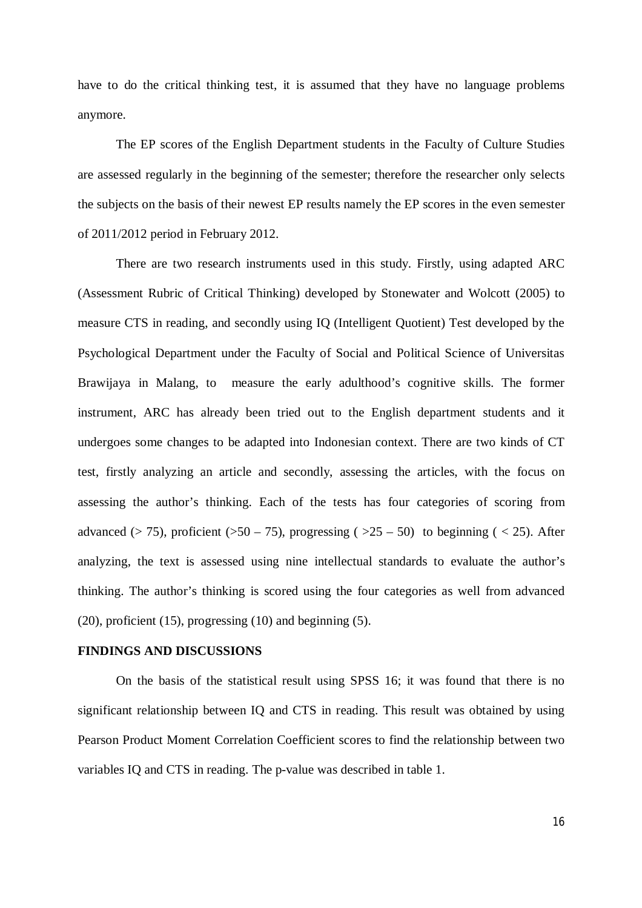have to do the critical thinking test, it is assumed that they have no language problems anymore.

The EP scores of the English Department students in the Faculty of Culture Studies are assessed regularly in the beginning of the semester; therefore the researcher only selects the subjects on the basis of their newest EP results namely the EP scores in the even semester of 2011/2012 period in February 2012.

There are two research instruments used in this study. Firstly, using adapted ARC (Assessment Rubric of Critical Thinking) developed by Stonewater and Wolcott (2005) to measure CTS in reading, and secondly using IQ (Intelligent Quotient) Test developed by the Psychological Department under the Faculty of Social and Political Science of Universitas Brawijaya in Malang, to measure the early adulthood's cognitive skills. The former instrument, ARC has already been tried out to the English department students and it undergoes some changes to be adapted into Indonesian context. There are two kinds of CT test, firstly analyzing an article and secondly, assessing the articles, with the focus on assessing the author's thinking. Each of the tests has four categories of scoring from advanced (> 75), proficient (>50 – 75), progressing ( >25 – 50) to beginning ( < 25). After analyzing, the text is assessed using nine intellectual standards to evaluate the author's thinking. The author's thinking is scored using the four categories as well from advanced (20), proficient (15), progressing (10) and beginning (5).

## FINDINGS AND DISCUSSIONS

On the basis of the statistical result using SPSS 16; it was found that there is no significant relationship between IQ and CTS in reading. This result was obtained by using Pearson Product Moment Correlation Coefficient scores to find the relationship between two variables IQ and CTS in reading. The p-value was described in table 1.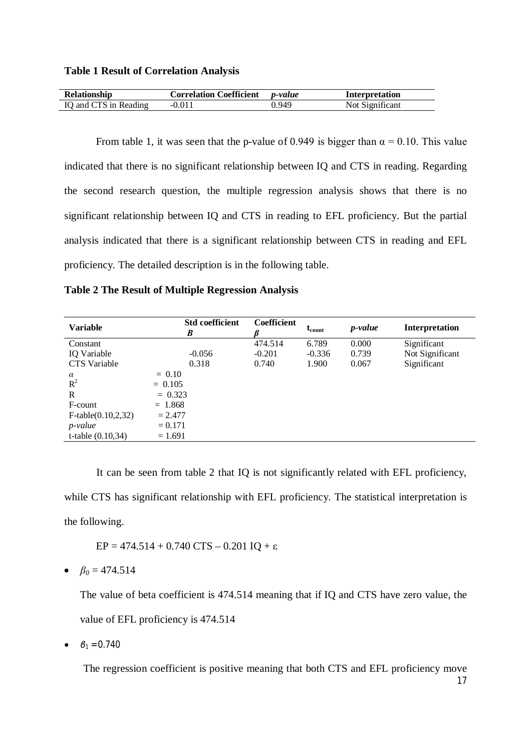**Table 1 Result of Correlation Analysis**

| Relationship | Correlation Coefficient | *p-value* | Interpretation |
|---|---|---|---|
| IQ and CTS in Reading | -0.011 | 0.949 | Not Significant |

From table 1, it was seen that the p-value of 0.949 is bigger than $\alpha = 0.10$. This value indicated that there is no significant relationship between IQ and CTS in reading. Regarding the second research question, the multiple regression analysis shows that there is no significant relationship between IQ and CTS in reading to EFL proficiency. But the partial analysis indicated that there is a significant relationship between CTS in reading and EFL proficiency. The detailed description is in the following table.

**Table 2 The Result of Multiple Regression Analysis**

| Variable | Std coefficient *B* | Coefficient $\beta$ | $t_{count}$ | *p-value* | Interpretation |
|---|---|---|---|---|---|
| Constant | | 474.514 | 6.789 | 0.000 | Significant |
| IQ Variable | -0.056 | -0.201 | -0.336 | 0.739 | Not Significant |
| CTS Variable | 0.318 | 0.740 | 1.900 | 0.067 | Significant |
| $\alpha$ | = 0.10 | | | | |
| $R^2$ | = 0.105 | | | | |
| R | = 0.323 | | | | |
| F-count | = 1.868 | | | | |
| F-table(0.10,2,32) | = 2.477 | | | | |
| *p-value* | = 0.171 | | | | |
| t-table (0.10,34) | = 1.691 | | | | |

It can be seen from table 2 that IQ is not significantly related with EFL proficiency, while CTS has significant relationship with EFL proficiency. The statistical interpretation is the following.

$$EP = 474.514 + 0.740\ CTS - 0.201\ IQ + \varepsilon$$

- $\beta_0 = 474.514$

  The value of beta coefficient is 474.514 meaning that if IQ and CTS have zero value, the value of EFL proficiency is 474.514

- $\beta_1 = 0.740$

  The regression coefficient is positive meaning that both CTS and EFL proficiency move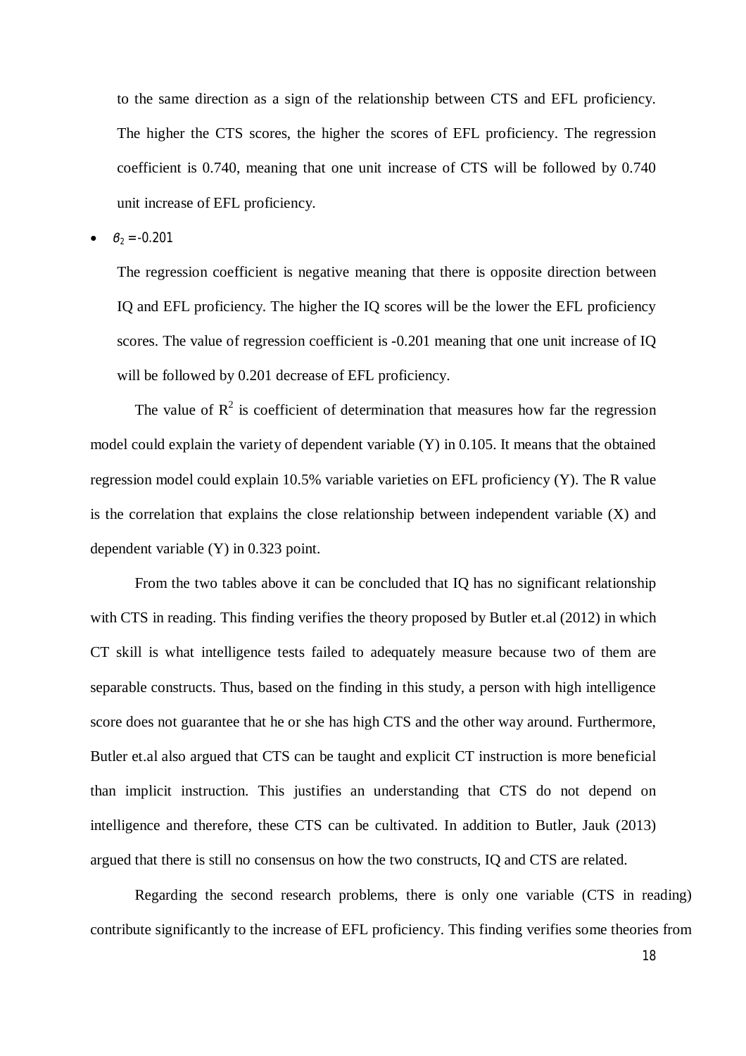to the same direction as a sign of the relationship between CTS and EFL proficiency. The higher the CTS scores, the higher the scores of EFL proficiency. The regression coefficient is 0.740, meaning that one unit increase of CTS will be followed by 0.740 unit increase of EFL proficiency.

- $\beta_2 = -0.201$

  The regression coefficient is negative meaning that there is opposite direction between IQ and EFL proficiency. The higher the IQ scores will be the lower the EFL proficiency scores. The value of regression coefficient is -0.201 meaning that one unit increase of IQ will be followed by 0.201 decrease of EFL proficiency.

The value of $R^2$ is coefficient of determination that measures how far the regression model could explain the variety of dependent variable (Y) in 0.105. It means that the obtained regression model could explain 10.5% variable varieties on EFL proficiency (Y). The R value is the correlation that explains the close relationship between independent variable (X) and dependent variable (Y) in 0.323 point.

From the two tables above it can be concluded that IQ has no significant relationship with CTS in reading. This finding verifies the theory proposed by Butler et.al (2012) in which CT skill is what intelligence tests failed to adequately measure because two of them are separable constructs. Thus, based on the finding in this study, a person with high intelligence score does not guarantee that he or she has high CTS and the other way around. Furthermore, Butler et.al also argued that CTS can be taught and explicit CT instruction is more beneficial than implicit instruction. This justifies an understanding that CTS do not depend on intelligence and therefore, these CTS can be cultivated. In addition to Butler, Jauk (2013) argued that there is still no consensus on how the two constructs, IQ and CTS are related.

Regarding the second research problems, there is only one variable (CTS in reading) contribute significantly to the increase of EFL proficiency. This finding verifies some theories from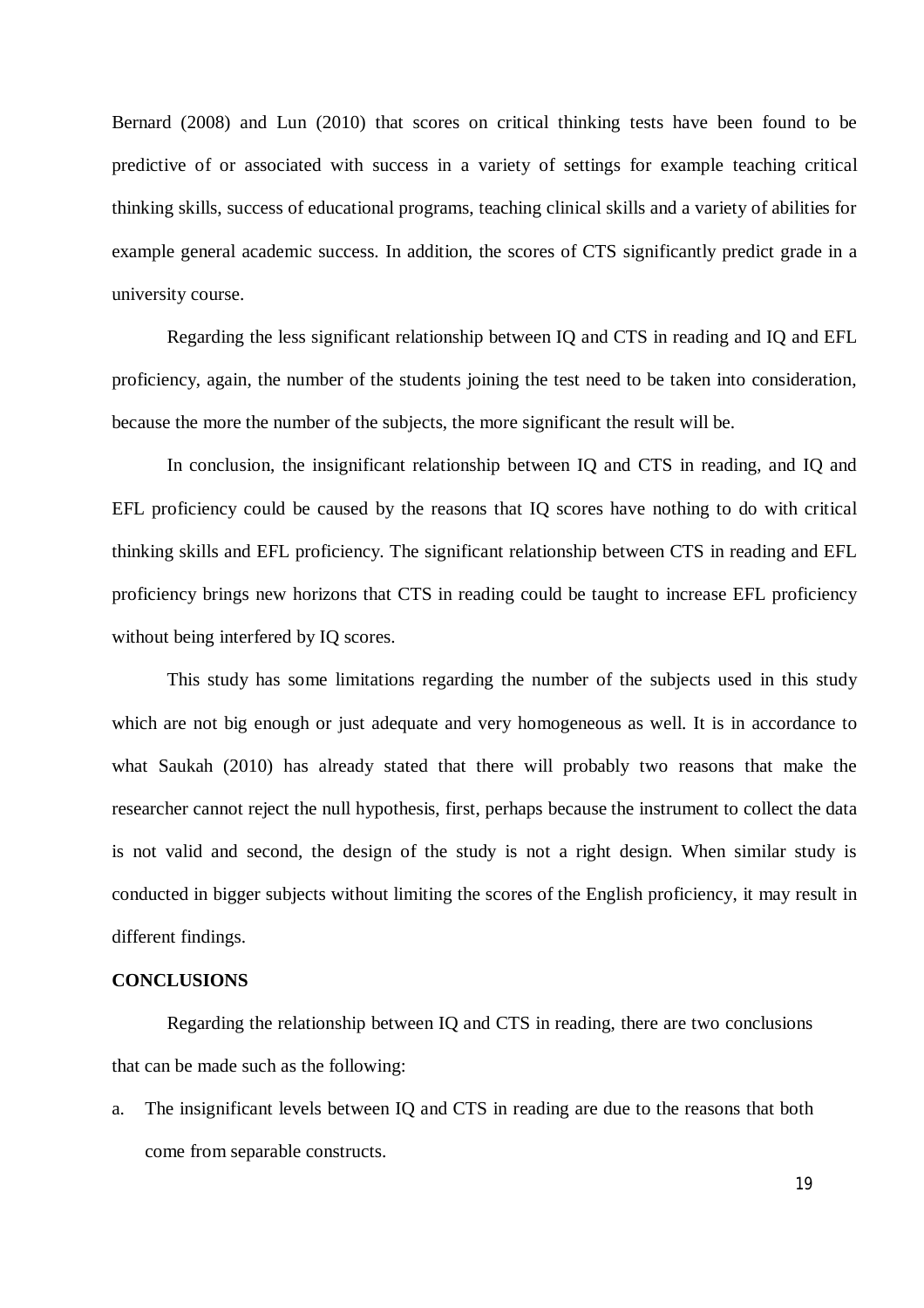Bernard (2008) and Lun (2010) that scores on critical thinking tests have been found to be predictive of or associated with success in a variety of settings for example teaching critical thinking skills, success of educational programs, teaching clinical skills and a variety of abilities for example general academic success. In addition, the scores of CTS significantly predict grade in a university course.

Regarding the less significant relationship between IQ and CTS in reading and IQ and EFL proficiency, again, the number of the students joining the test need to be taken into consideration, because the more the number of the subjects, the more significant the result will be.

In conclusion, the insignificant relationship between IQ and CTS in reading, and IQ and EFL proficiency could be caused by the reasons that IQ scores have nothing to do with critical thinking skills and EFL proficiency. The significant relationship between CTS in reading and EFL proficiency brings new horizons that CTS in reading could be taught to increase EFL proficiency without being interfered by IQ scores.

This study has some limitations regarding the number of the subjects used in this study which are not big enough or just adequate and very homogeneous as well. It is in accordance to what Saukah (2010) has already stated that there will probably two reasons that make the researcher cannot reject the null hypothesis, first, perhaps because the instrument to collect the data is not valid and second, the design of the study is not a right design. When similar study is conducted in bigger subjects without limiting the scores of the English proficiency, it may result in different findings.

**CONCLUSIONS**

Regarding the relationship between IQ and CTS in reading, there are two conclusions that can be made such as the following:

a. The insignificant levels between IQ and CTS in reading are due to the reasons that both come from separable constructs.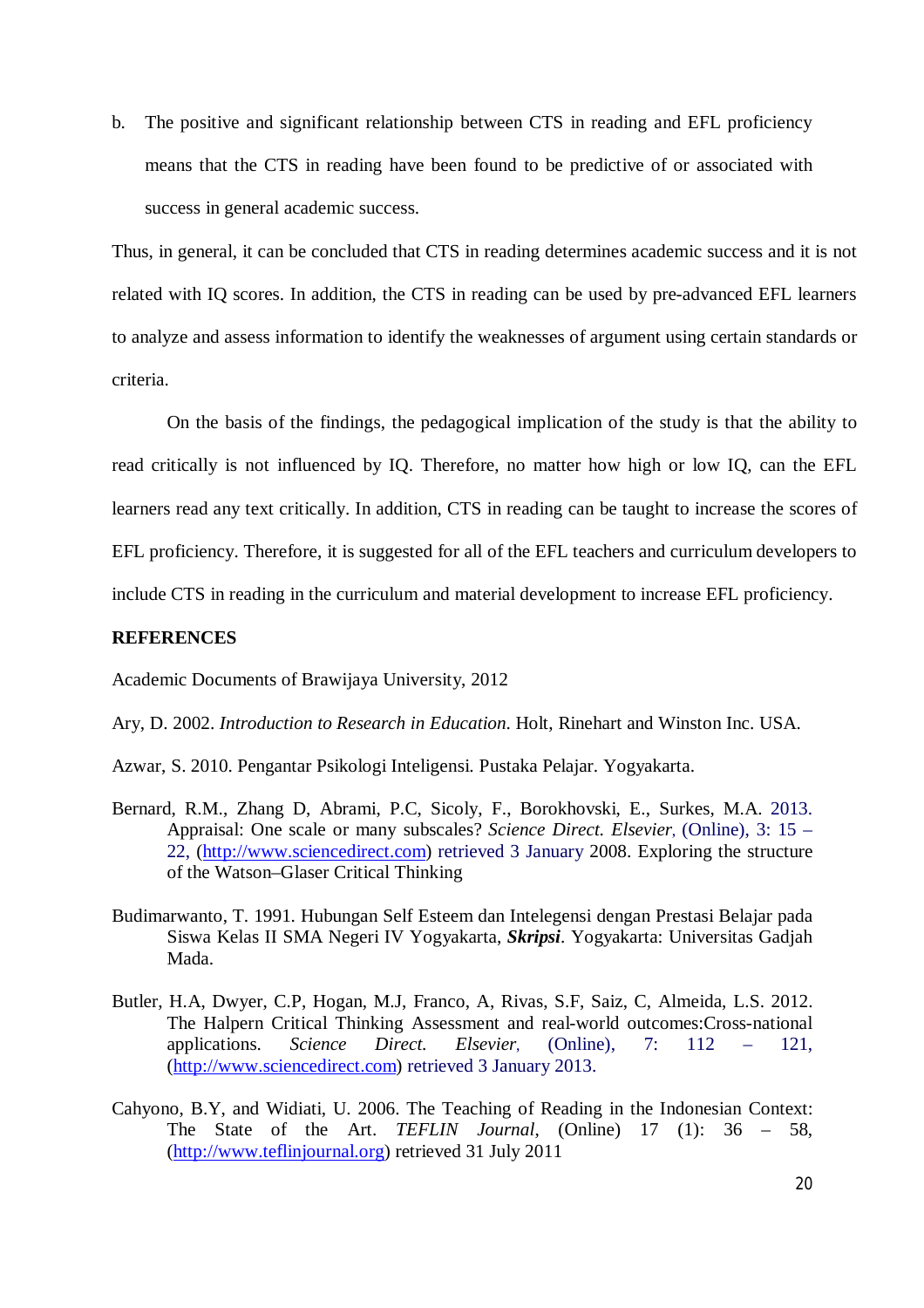b. The positive and significant relationship between CTS in reading and EFL proficiency means that the CTS in reading have been found to be predictive of or associated with success in general academic success.

Thus, in general, it can be concluded that CTS in reading determines academic success and it is not related with IQ scores. In addition, the CTS in reading can be used by pre-advanced EFL learners to analyze and assess information to identify the weaknesses of argument using certain standards or criteria.

On the basis of the findings, the pedagogical implication of the study is that the ability to read critically is not influenced by IQ. Therefore, no matter how high or low IQ, can the EFL learners read any text critically. In addition, CTS in reading can be taught to increase the scores of EFL proficiency. Therefore, it is suggested for all of the EFL teachers and curriculum developers to include CTS in reading in the curriculum and material development to increase EFL proficiency.

**REFERENCES**

Academic Documents of Brawijaya University, 2012

Ary, D. 2002. *Introduction to Research in Education*. Holt, Rinehart and Winston Inc. USA.

Azwar, S. 2010. Pengantar Psikologi Inteligensi. Pustaka Pelajar. Yogyakarta.

Bernard, R.M., Zhang D, Abrami, P.C, Sicoly, F., Borokhovski, E., Surkes, M.A. 2013. Appraisal: One scale or many subscales? *Science Direct. Elsevier*, (Online), 3: 15 – 22, (http://www.sciencedirect.com) retrieved 3 January 2008. Exploring the structure of the Watson–Glaser Critical Thinking

Budimarwanto, T. 1991. Hubungan Self Esteem dan Intelegensi dengan Prestasi Belajar pada Siswa Kelas II SMA Negeri IV Yogyakarta, ***Skripsi***. Yogyakarta: Universitas Gadjah Mada.

Butler, H.A, Dwyer, C.P, Hogan, M.J, Franco, A, Rivas, S.F, Saiz, C, Almeida, L.S. 2012. The Halpern Critical Thinking Assessment and real-world outcomes:Cross-national applications. *Science Direct. Elsevier*, (Online), 7: 112 – 121, (http://www.sciencedirect.com) retrieved 3 January 2013.

Cahyono, B.Y, and Widiati, U. 2006. The Teaching of Reading in the Indonesian Context: The State of the Art. *TEFLIN Journal*, (Online) 17 (1): 36 – 58, (http://www.teflinjournal.org) retrieved 31 July 2011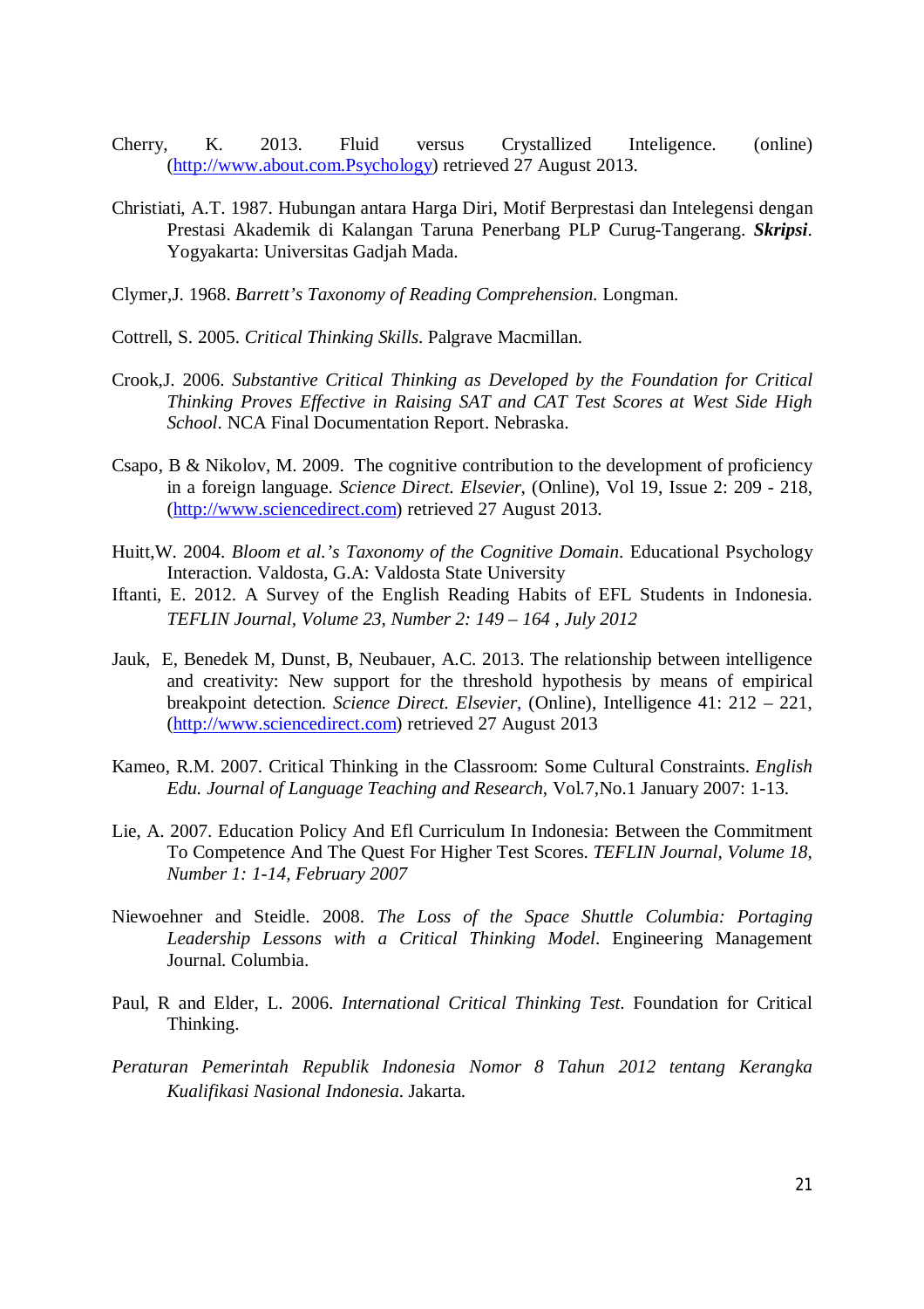Cherry, K. 2013. Fluid versus Crystallized Inteligence. (online) (http://www.about.com.Psychology) retrieved 27 August 2013.

Christiati, A.T. 1987. Hubungan antara Harga Diri, Motif Berprestasi dan Intelegensi dengan Prestasi Akademik di Kalangan Taruna Penerbang PLP Curug-Tangerang. ***Skripsi***. Yogyakarta: Universitas Gadjah Mada.

Clymer,J. 1968. *Barrett's Taxonomy of Reading Comprehension*. Longman.

Cottrell, S. 2005. *Critical Thinking Skills*. Palgrave Macmillan.

Crook,J. 2006. *Substantive Critical Thinking as Developed by the Foundation for Critical Thinking Proves Effective in Raising SAT and CAT Test Scores at West Side High School*. NCA Final Documentation Report. Nebraska.

Csapo, B & Nikolov, M. 2009. The cognitive contribution to the development of proficiency in a foreign language. *Science Direct. Elsevier*, (Online), Vol 19, Issue 2: 209 - 218, (http://www.sciencedirect.com) retrieved 27 August 2013.

Huitt,W. 2004. *Bloom et al.'s Taxonomy of the Cognitive Domain*. Educational Psychology Interaction. Valdosta, G.A: Valdosta State University

Iftanti, E. 2012. A Survey of the English Reading Habits of EFL Students in Indonesia. *TEFLIN Journal, Volume 23, Number 2: 149 – 164 , July 2012*

Jauk, E, Benedek M, Dunst, B, Neubauer, A.C. 2013. The relationship between intelligence and creativity: New support for the threshold hypothesis by means of empirical breakpoint detection. *Science Direct. Elsevier*, (Online), Intelligence 41: 212 – 221, (http://www.sciencedirect.com) retrieved 27 August 2013

Kameo, R.M. 2007. Critical Thinking in the Classroom: Some Cultural Constraints. *English Edu. Journal of Language Teaching and Research*, Vol.7,No.1 January 2007: 1-13.

Lie, A. 2007. Education Policy And Efl Curriculum In Indonesia: Between the Commitment To Competence And The Quest For Higher Test Scores. *TEFLIN Journal, Volume 18, Number 1: 1-14, February 2007*

Niewoehner and Steidle. 2008. *The Loss of the Space Shuttle Columbia: Portaging Leadership Lessons with a Critical Thinking Model*. Engineering Management Journal. Columbia.

Paul, R and Elder, L. 2006. *International Critical Thinking Test*. Foundation for Critical Thinking.

*Peraturan Pemerintah Republik Indonesia Nomor 8 Tahun 2012 tentang Kerangka Kualifikasi Nasional Indonesia*. Jakarta.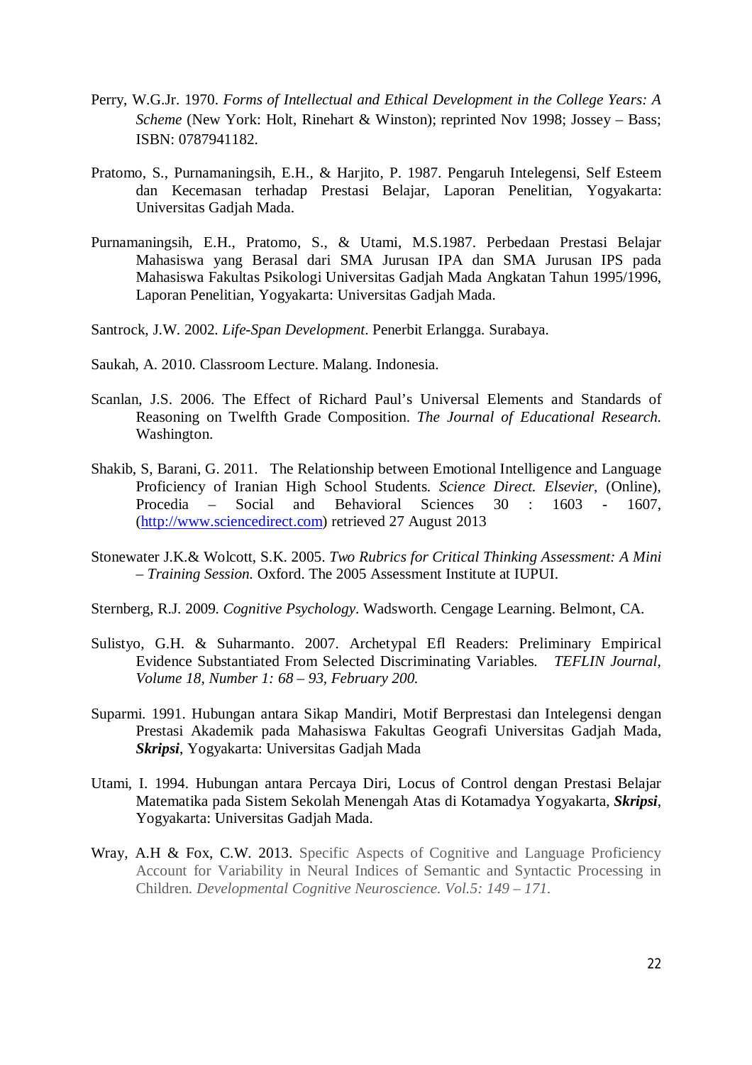Perry, W.G.Jr. 1970. *Forms of Intellectual and Ethical Development in the College Years: A Scheme* (New York: Holt, Rinehart & Winston); reprinted Nov 1998; Jossey – Bass; ISBN: 0787941182.

Pratomo, S., Purnamaningsih, E.H., & Harjito, P. 1987. Pengaruh Intelegensi, Self Esteem dan Kecemasan terhadap Prestasi Belajar, Laporan Penelitian, Yogyakarta: Universitas Gadjah Mada.

Purnamaningsih, E.H., Pratomo, S., & Utami, M.S.1987. Perbedaan Prestasi Belajar Mahasiswa yang Berasal dari SMA Jurusan IPA dan SMA Jurusan IPS pada Mahasiswa Fakultas Psikologi Universitas Gadjah Mada Angkatan Tahun 1995/1996, Laporan Penelitian, Yogyakarta: Universitas Gadjah Mada.

Santrock, J.W. 2002. *Life-Span Development*. Penerbit Erlangga. Surabaya.

Saukah, A. 2010. Classroom Lecture. Malang. Indonesia.

Scanlan, J.S. 2006. The Effect of Richard Paul's Universal Elements and Standards of Reasoning on Twelfth Grade Composition. *The Journal of Educational Research.* Washington.

Shakib, S, Barani, G. 2011. The Relationship between Emotional Intelligence and Language Proficiency of Iranian High School Students. *Science Direct. Elsevier*, (Online), Procedia – Social and Behavioral Sciences 30 : 1603 - 1607, (http://www.sciencedirect.com) retrieved 27 August 2013

Stonewater J.K.& Wolcott, S.K. 2005. *Two Rubrics for Critical Thinking Assessment: A Mini – Training Session.* Oxford. The 2005 Assessment Institute at IUPUI.

Sternberg, R.J. 2009. *Cognitive Psychology*. Wadsworth. Cengage Learning. Belmont, CA.

Sulistyo, G.H. & Suharmanto. 2007. Archetypal Efl Readers: Preliminary Empirical Evidence Substantiated From Selected Discriminating Variables. *TEFLIN Journal, Volume 18, Number 1: 68 – 93, February 200.*

Suparmi. 1991. Hubungan antara Sikap Mandiri, Motif Berprestasi dan Intelegensi dengan Prestasi Akademik pada Mahasiswa Fakultas Geografi Universitas Gadjah Mada, ***Skripsi***, Yogyakarta: Universitas Gadjah Mada

Utami, I. 1994. Hubungan antara Percaya Diri, Locus of Control dengan Prestasi Belajar Matematika pada Sistem Sekolah Menengah Atas di Kotamadya Yogyakarta, ***Skripsi***, Yogyakarta: Universitas Gadjah Mada.

Wray, A.H & Fox, C.W. 2013. Specific Aspects of Cognitive and Language Proficiency Account for Variability in Neural Indices of Semantic and Syntactic Processing in Children. *Developmental Cognitive Neuroscience. Vol.5: 149 – 171.*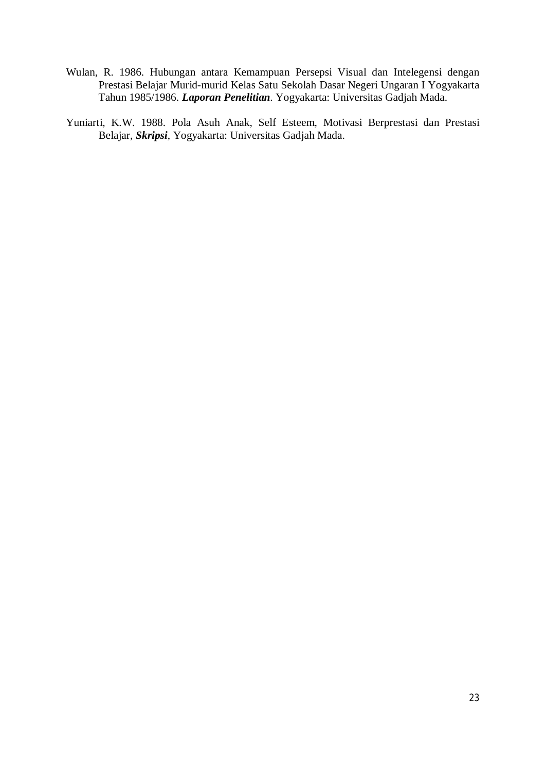Wulan, R. 1986. Hubungan antara Kemampuan Persepsi Visual dan Intelegensi dengan Prestasi Belajar Murid-murid Kelas Satu Sekolah Dasar Negeri Ungaran I Yogyakarta Tahun 1985/1986. ***Laporan Penelitian***. Yogyakarta: Universitas Gadjah Mada.

Yuniarti, K.W. 1988. Pola Asuh Anak, Self Esteem, Motivasi Berprestasi dan Prestasi Belajar, ***Skripsi***, Yogyakarta: Universitas Gadjah Mada.